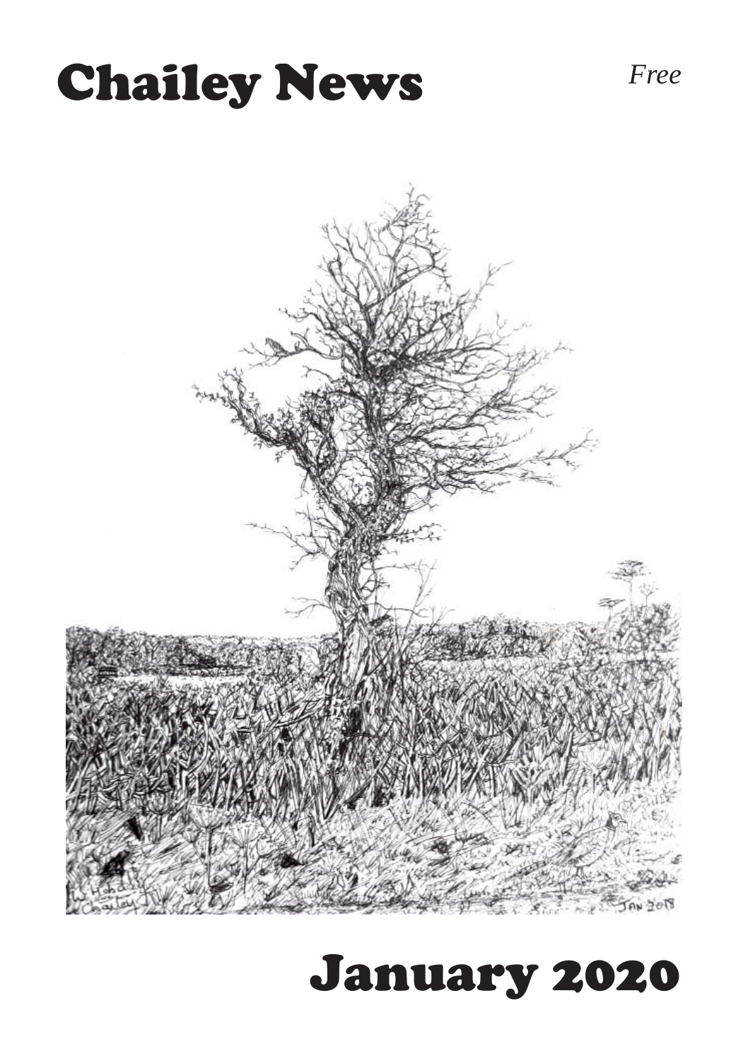# Chailey News

*Free*

# January 2020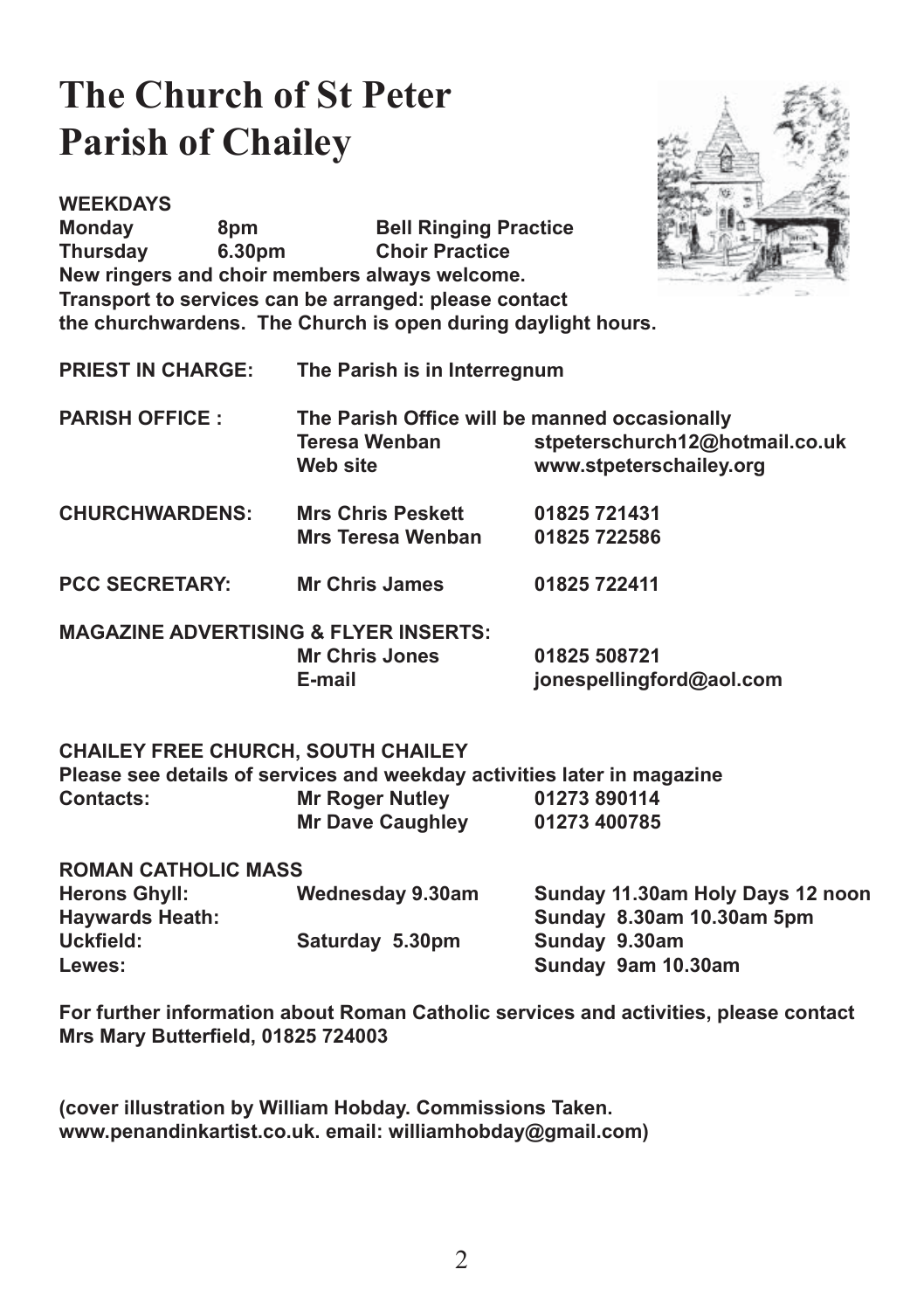# The Church of St Peter
# Parish of Chailey

**WEEKDAYS**

| | | |
|---|---|---|
| **Monday** | **8pm** | **Bell Ringing Practice** |
| **Thursday** | **6.30pm** | **Choir Practice** |

**New ringers and choir members always welcome.**
**Transport to services can be arranged: please contact the churchwardens. The Church is open during daylight hours.**

| | | |
|---|---|---|
| **PRIEST IN CHARGE:** | **The Parish is in Interregnum** | |
| **PARISH OFFICE :** | **The Parish Office will be manned occasionally** | |
| | **Teresa Wenban** | **stpeterschurch12@hotmail.co.uk** |
| | **Web site** | **www.stpeterschailey.org** |
| **CHURCHWARDENS:** | **Mrs Chris Peskett** | **01825 721431** |
| | **Mrs Teresa Wenban** | **01825 722586** |
| **PCC SECRETARY:** | **Mr Chris James** | **01825 722411** |

**MAGAZINE ADVERTISING & FLYER INSERTS:**

| | | |
|---|---|---|
| | **Mr Chris Jones** | **01825 508721** |
| | **E-mail** | **jonespellingford@aol.com** |

**CHAILEY FREE CHURCH, SOUTH CHAILEY**
**Please see details of services and weekday activities later in magazine**

| | | |
|---|---|---|
| **Contacts:** | **Mr Roger Nutley** | **01273 890114** |
| | **Mr Dave Caughley** | **01273 400785** |

**ROMAN CATHOLIC MASS**

| | | |
|---|---|---|
| **Herons Ghyll:** | **Wednesday 9.30am** | **Sunday 11.30am Holy Days 12 noon** |
| **Haywards Heath:** | | **Sunday 8.30am 10.30am 5pm** |
| **Uckfield:** | **Saturday 5.30pm** | **Sunday 9.30am** |
| **Lewes:** | | **Sunday 9am 10.30am** |

**For further information about Roman Catholic services and activities, please contact Mrs Mary Butterfield, 01825 724003**

**(cover illustration by William Hobday. Commissions Taken. www.penandinkartist.co.uk. email: williamhobday@gmail.com)**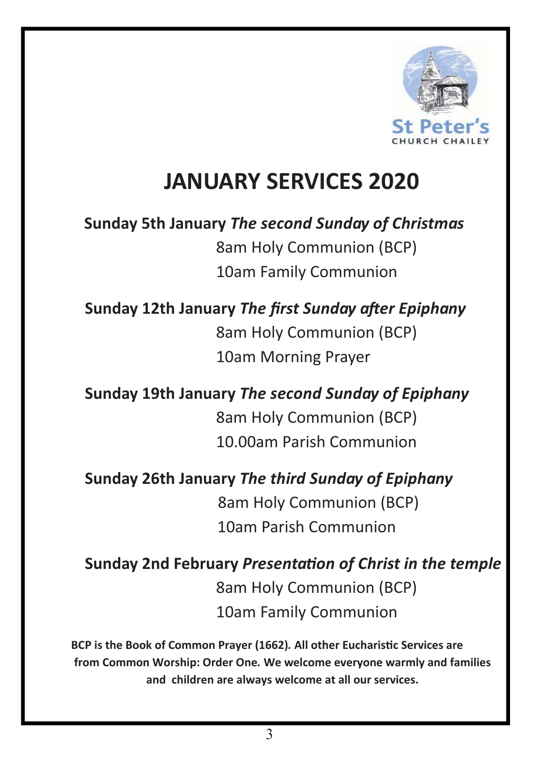St Peter's
CHURCH CHAILEY

# JANUARY SERVICES 2020

**Sunday 5th January** ***The second Sunday of Christmas***

8am Holy Communion (BCP)

10am Family Communion

**Sunday 12th January** ***The first Sunday after Epiphany***

8am Holy Communion (BCP)

10am Morning Prayer

**Sunday 19th January** ***The second Sunday of Epiphany***

8am Holy Communion (BCP)

10.00am Parish Communion

**Sunday 26th January** ***The third Sunday of Epiphany***

8am Holy Communion (BCP)

10am Parish Communion

**Sunday 2nd February** ***Presentation of Christ in the temple***

8am Holy Communion (BCP)

10am Family Communion

**BCP is the Book of Common Prayer (1662). All other Eucharistic Services are from Common Worship: Order One. We welcome everyone warmly and families and children are always welcome at all our services.**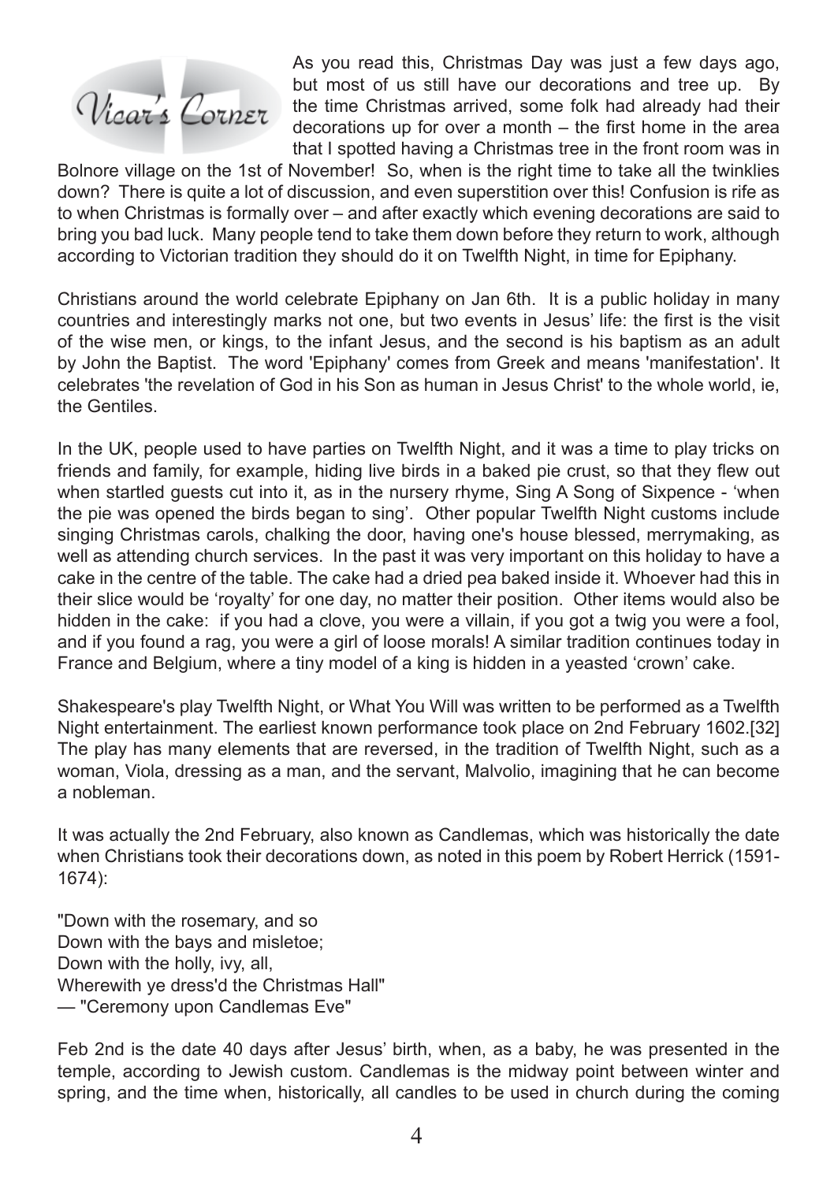## Vicar's Corner

As you read this, Christmas Day was just a few days ago, but most of us still have our decorations and tree up. By the time Christmas arrived, some folk had already had their decorations up for over a month – the first home in the area that I spotted having a Christmas tree in the front room was in Bolnore village on the 1st of November! So, when is the right time to take all the twinklies down? There is quite a lot of discussion, and even superstition over this! Confusion is rife as to when Christmas is formally over – and after exactly which evening decorations are said to bring you bad luck. Many people tend to take them down before they return to work, although according to Victorian tradition they should do it on Twelfth Night, in time for Epiphany.

Christians around the world celebrate Epiphany on Jan 6th. It is a public holiday in many countries and interestingly marks not one, but two events in Jesus' life: the first is the visit of the wise men, or kings, to the infant Jesus, and the second is his baptism as an adult by John the Baptist. The word 'Epiphany' comes from Greek and means 'manifestation'. It celebrates 'the revelation of God in his Son as human in Jesus Christ' to the whole world, ie, the Gentiles.

In the UK, people used to have parties on Twelfth Night, and it was a time to play tricks on friends and family, for example, hiding live birds in a baked pie crust, so that they flew out when startled guests cut into it, as in the nursery rhyme, Sing A Song of Sixpence - 'when the pie was opened the birds began to sing'. Other popular Twelfth Night customs include singing Christmas carols, chalking the door, having one's house blessed, merrymaking, as well as attending church services. In the past it was very important on this holiday to have a cake in the centre of the table. The cake had a dried pea baked inside it. Whoever had this in their slice would be 'royalty' for one day, no matter their position. Other items would also be hidden in the cake: if you had a clove, you were a villain, if you got a twig you were a fool, and if you found a rag, you were a girl of loose morals! A similar tradition continues today in France and Belgium, where a tiny model of a king is hidden in a yeasted 'crown' cake.

Shakespeare's play Twelfth Night, or What You Will was written to be performed as a Twelfth Night entertainment. The earliest known performance took place on 2nd February 1602.[32] The play has many elements that are reversed, in the tradition of Twelfth Night, such as a woman, Viola, dressing as a man, and the servant, Malvolio, imagining that he can become a nobleman.

It was actually the 2nd February, also known as Candlemas, which was historically the date when Christians took their decorations down, as noted in this poem by Robert Herrick (1591-1674):

"Down with the rosemary, and so  
Down with the bays and misletoe;  
Down with the holly, ivy, all,  
Wherewith ye dress'd the Christmas Hall"  
— "Ceremony upon Candlemas Eve"

Feb 2nd is the date 40 days after Jesus' birth, when, as a baby, he was presented in the temple, according to Jewish custom. Candlemas is the midway point between winter and spring, and the time when, historically, all candles to be used in church during the coming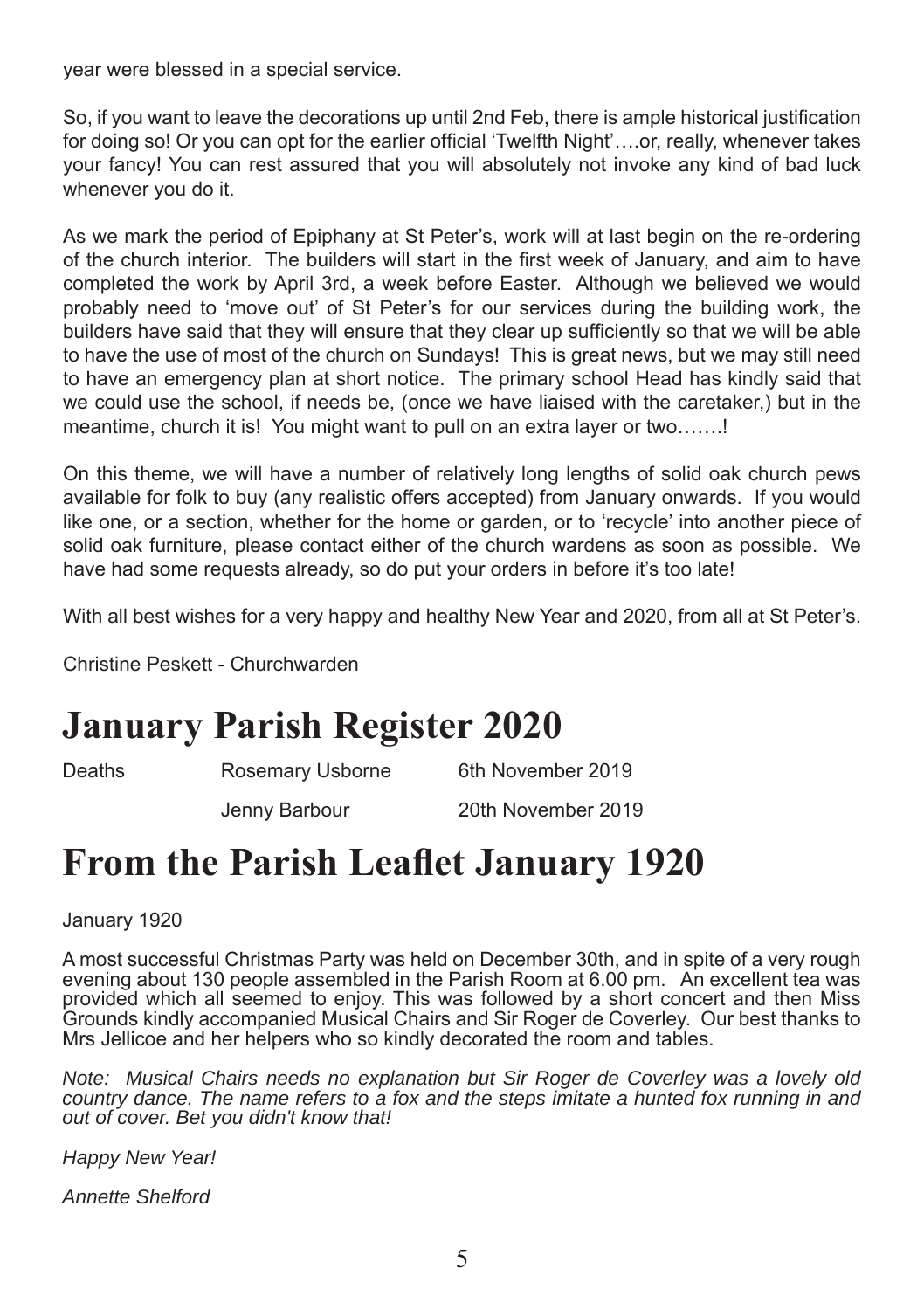year were blessed in a special service.

So, if you want to leave the decorations up until 2nd Feb, there is ample historical justification for doing so! Or you can opt for the earlier official 'Twelfth Night'….or, really, whenever takes your fancy! You can rest assured that you will absolutely not invoke any kind of bad luck whenever you do it.

As we mark the period of Epiphany at St Peter's, work will at last begin on the re-ordering of the church interior. The builders will start in the first week of January, and aim to have completed the work by April 3rd, a week before Easter. Although we believed we would probably need to 'move out' of St Peter's for our services during the building work, the builders have said that they will ensure that they clear up sufficiently so that we will be able to have the use of most of the church on Sundays! This is great news, but we may still need to have an emergency plan at short notice. The primary school Head has kindly said that we could use the school, if needs be, (once we have liaised with the caretaker,) but in the meantime, church it is! You might want to pull on an extra layer or two…….!

On this theme, we will have a number of relatively long lengths of solid oak church pews available for folk to buy (any realistic offers accepted) from January onwards. If you would like one, or a section, whether for the home or garden, or to 'recycle' into another piece of solid oak furniture, please contact either of the church wardens as soon as possible. We have had some requests already, so do put your orders in before it's too late!

With all best wishes for a very happy and healthy New Year and 2020, from all at St Peter's.

Christine Peskett - Churchwarden

# January Parish Register 2020

| Deaths | Rosemary Usborne | 6th November 2019 |
| --- | --- | --- |
| | Jenny Barbour | 20th November 2019 |

# From the Parish Leaflet January 1920

January 1920

A most successful Christmas Party was held on December 30th, and in spite of a very rough evening about 130 people assembled in the Parish Room at 6.00 pm. An excellent tea was provided which all seemed to enjoy. This was followed by a short concert and then Miss Grounds kindly accompanied Musical Chairs and Sir Roger de Coverley. Our best thanks to Mrs Jellicoe and her helpers who so kindly decorated the room and tables.

*Note: Musical Chairs needs no explanation but Sir Roger de Coverley was a lovely old country dance. The name refers to a fox and the steps imitate a hunted fox running in and out of cover. Bet you didn't know that!*

*Happy New Year!*

*Annette Shelford*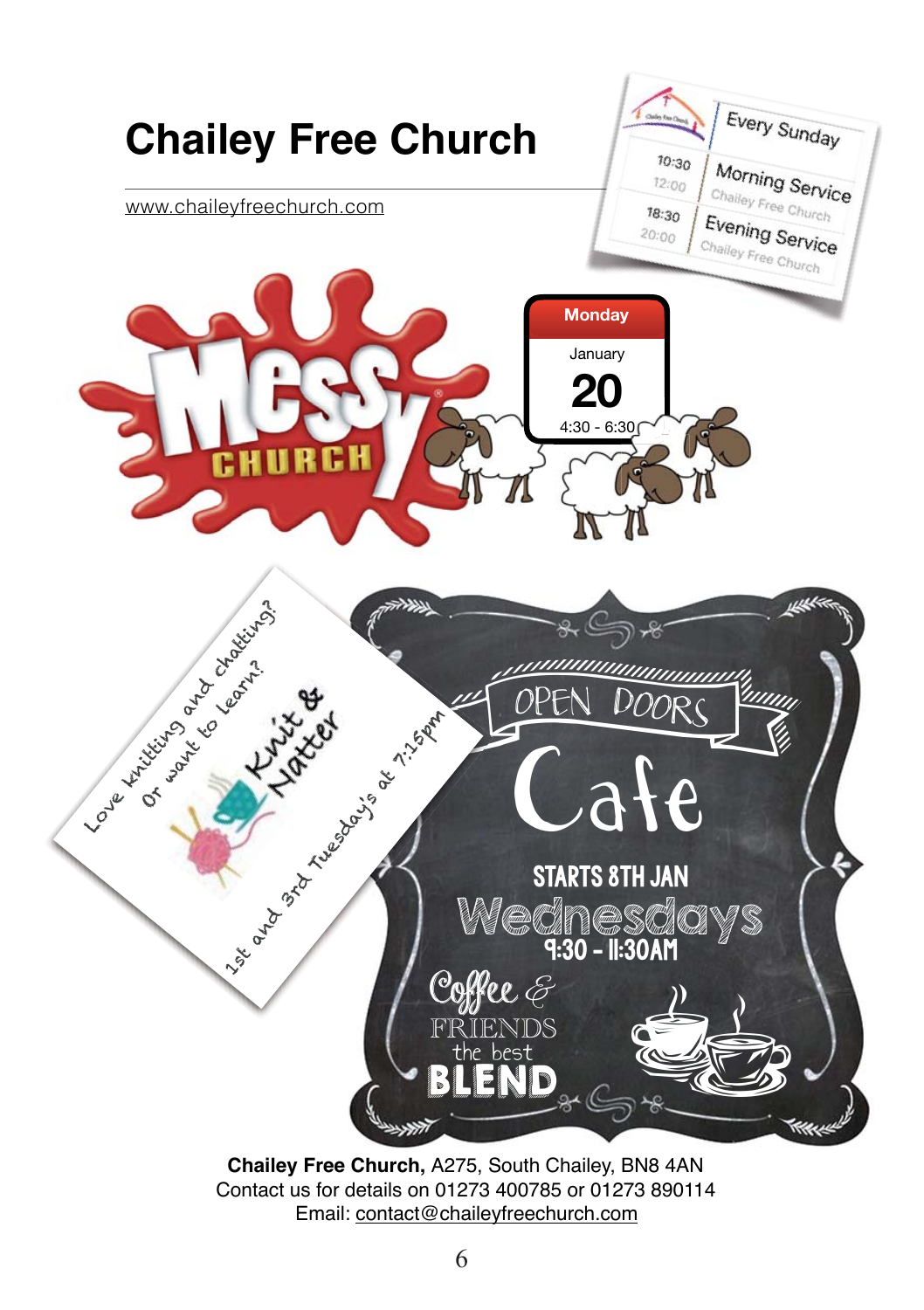# Chailey Free Church

www.chaileyfreechurch.com

Every Sunday

10:30 – 12:00 Morning Service, Chailey Free Church

18:30 – 20:00 Evening Service, Chailey Free Church

Messy Church

Monday January 20, 4:30 - 6:30

Knit & Natter

Love knitting and chatting? Or want to learn?

1st and 3rd Tuesday's at 7:15pm

OPEN DOORS Cafe

STARTS 8TH JAN

Wednesdays 9:30 - 11:30AM

Coffee & Friends the best Blend

**Chailey Free Church,** A275, South Chailey, BN8 4AN
Contact us for details on 01273 400785 or 01273 890114
Email: contact@chaileyfreechurch.com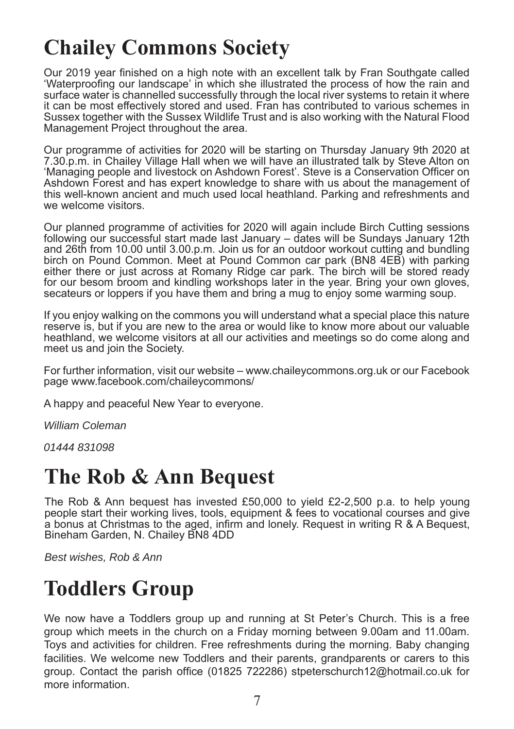# Chailey Commons Society

Our 2019 year finished on a high note with an excellent talk by Fran Southgate called 'Waterproofing our landscape' in which she illustrated the process of how the rain and surface water is channelled successfully through the local river systems to retain it where it can be most effectively stored and used. Fran has contributed to various schemes in Sussex together with the Sussex Wildlife Trust and is also working with the Natural Flood Management Project throughout the area.

Our programme of activities for 2020 will be starting on Thursday January 9th 2020 at 7.30.p.m. in Chailey Village Hall when we will have an illustrated talk by Steve Alton on 'Managing people and livestock on Ashdown Forest'. Steve is a Conservation Officer on Ashdown Forest and has expert knowledge to share with us about the management of this well-known ancient and much used local heathland. Parking and refreshments and we welcome visitors.

Our planned programme of activities for 2020 will again include Birch Cutting sessions following our successful start made last January – dates will be Sundays January 12th and 26th from 10.00 until 3.00.p.m. Join us for an outdoor workout cutting and bundling birch on Pound Common. Meet at Pound Common car park (BN8 4EB) with parking either there or just across at Romany Ridge car park. The birch will be stored ready for our besom broom and kindling workshops later in the year. Bring your own gloves, secateurs or loppers if you have them and bring a mug to enjoy some warming soup.

If you enjoy walking on the commons you will understand what a special place this nature reserve is, but if you are new to the area or would like to know more about our valuable heathland, we welcome visitors at all our activities and meetings so do come along and meet us and join the Society.

For further information, visit our website – www.chaileycommons.org.uk or our Facebook page www.facebook.com/chaileycommons/

A happy and peaceful New Year to everyone.

*William Coleman*

*01444 831098*

# The Rob & Ann Bequest

The Rob & Ann bequest has invested £50,000 to yield £2-2,500 p.a. to help young people start their working lives, tools, equipment & fees to vocational courses and give a bonus at Christmas to the aged, infirm and lonely. Request in writing R & A Bequest, Bineham Garden, N. Chailey BN8 4DD

*Best wishes, Rob & Ann*

# Toddlers Group

We now have a Toddlers group up and running at St Peter's Church. This is a free group which meets in the church on a Friday morning between 9.00am and 11.00am. Toys and activities for children. Free refreshments during the morning. Baby changing facilities. We welcome new Toddlers and their parents, grandparents or carers to this group. Contact the parish office (01825 722286) stpeterschurch12@hotmail.co.uk for more information.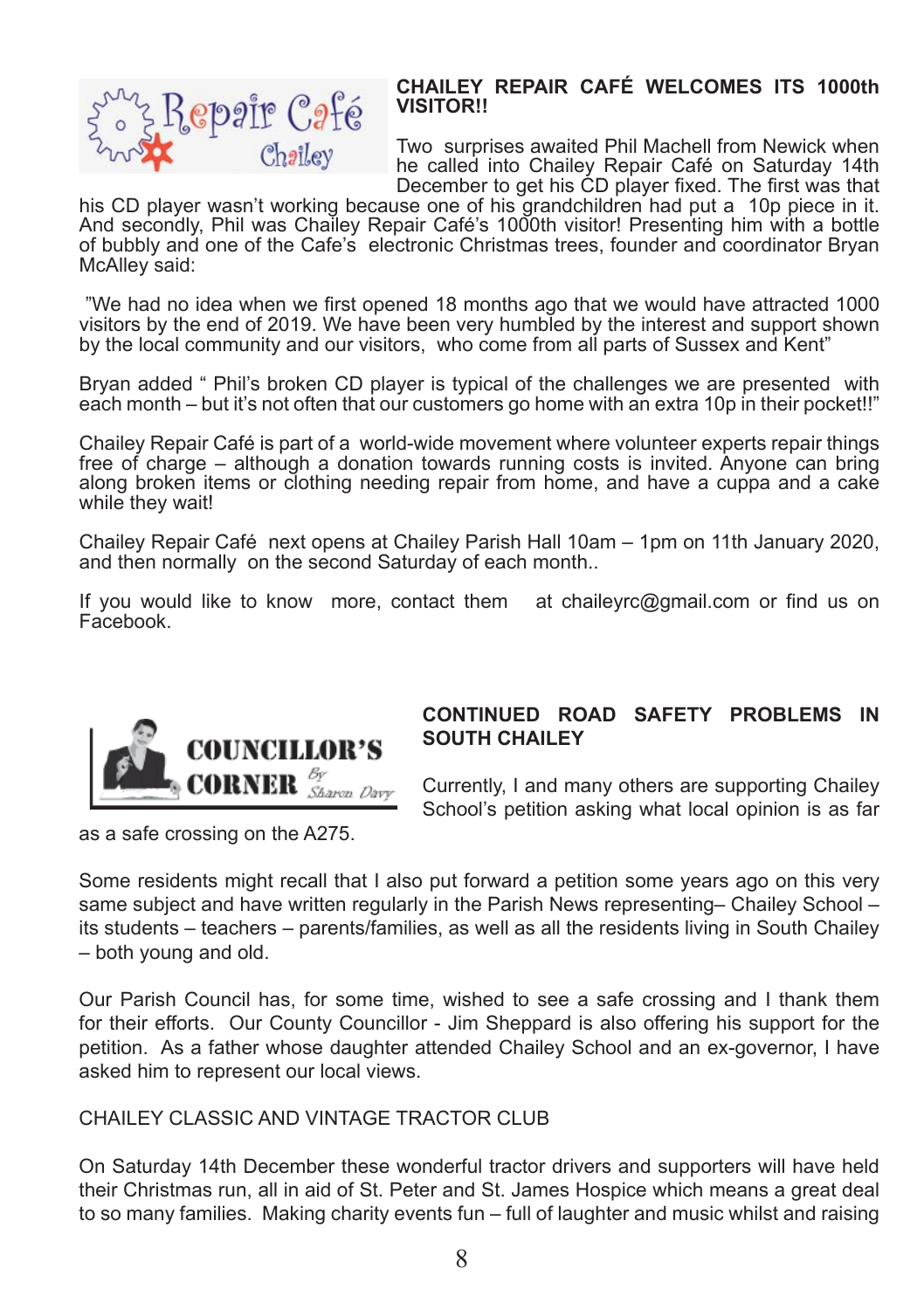## CHAILEY REPAIR CAFÉ WELCOMES ITS 1000th VISITOR!!

Two surprises awaited Phil Machell from Newick when he called into Chailey Repair Café on Saturday 14th December to get his CD player fixed. The first was that his CD player wasn't working because one of his grandchildren had put a 10p piece in it. And secondly, Phil was Chailey Repair Café's 1000th visitor! Presenting him with a bottle of bubbly and one of the Cafe's electronic Christmas trees, founder and coordinator Bryan McAlley said:

"We had no idea when we first opened 18 months ago that we would have attracted 1000 visitors by the end of 2019. We have been very humbled by the interest and support shown by the local community and our visitors, who come from all parts of Sussex and Kent"

Bryan added " Phil's broken CD player is typical of the challenges we are presented with each month – but it's not often that our customers go home with an extra 10p in their pocket!!"

Chailey Repair Café is part of a world-wide movement where volunteer experts repair things free of charge – although a donation towards running costs is invited. Anyone can bring along broken items or clothing needing repair from home, and have a cuppa and a cake while they wait!

Chailey Repair Café next opens at Chailey Parish Hall 10am – 1pm on 11th January 2020, and then normally on the second Saturday of each month..

If you would like to know more, contact them at chaileyrc@gmail.com or find us on Facebook.

## COUNCILLOR'S CORNER

*By Sharon Davy*

### CONTINUED ROAD SAFETY PROBLEMS IN SOUTH CHAILEY

Currently, I and many others are supporting Chailey School's petition asking what local opinion is as far as a safe crossing on the A275.

Some residents might recall that I also put forward a petition some years ago on this very same subject and have written regularly in the Parish News representing– Chailey School – its students – teachers – parents/families, as well as all the residents living in South Chailey – both young and old.

Our Parish Council has, for some time, wished to see a safe crossing and I thank them for their efforts. Our County Councillor - Jim Sheppard is also offering his support for the petition. As a father whose daughter attended Chailey School and an ex-governor, I have asked him to represent our local views.

### CHAILEY CLASSIC AND VINTAGE TRACTOR CLUB

On Saturday 14th December these wonderful tractor drivers and supporters will have held their Christmas run, all in aid of St. Peter and St. James Hospice which means a great deal to so many families. Making charity events fun – full of laughter and music whilst and raising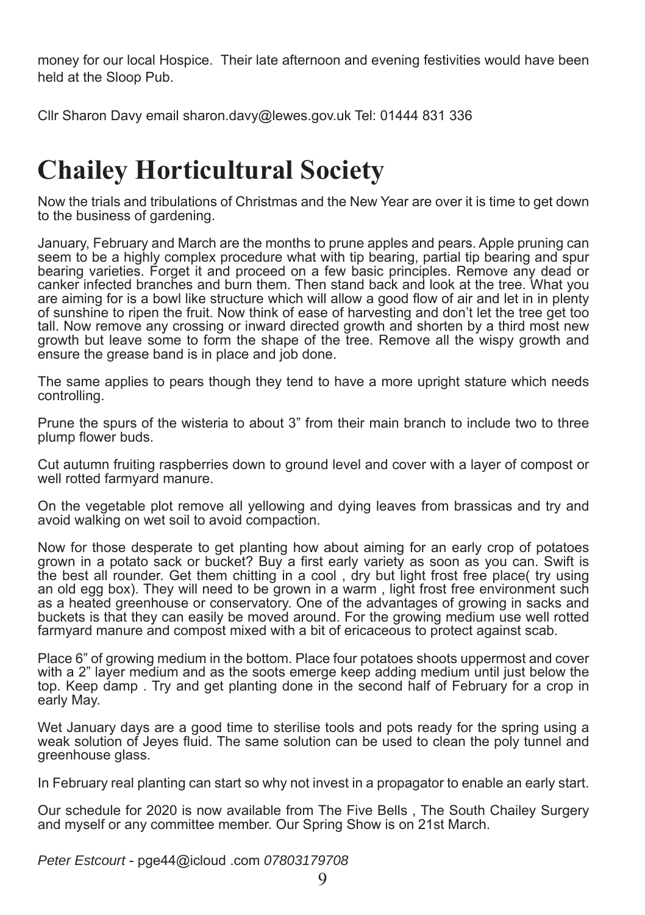money for our local Hospice. Their late afternoon and evening festivities would have been held at the Sloop Pub.

Cllr Sharon Davy email sharon.davy@lewes.gov.uk Tel: 01444 831 336

# Chailey Horticultural Society

Now the trials and tribulations of Christmas and the New Year are over it is time to get down to the business of gardening.

January, February and March are the months to prune apples and pears. Apple pruning can seem to be a highly complex procedure what with tip bearing, partial tip bearing and spur bearing varieties. Forget it and proceed on a few basic principles. Remove any dead or canker infected branches and burn them. Then stand back and look at the tree. What you are aiming for is a bowl like structure which will allow a good flow of air and let in in plenty of sunshine to ripen the fruit. Now think of ease of harvesting and don't let the tree get too tall. Now remove any crossing or inward directed growth and shorten by a third most new growth but leave some to form the shape of the tree. Remove all the wispy growth and ensure the grease band is in place and job done.

The same applies to pears though they tend to have a more upright stature which needs controlling.

Prune the spurs of the wisteria to about 3" from their main branch to include two to three plump flower buds.

Cut autumn fruiting raspberries down to ground level and cover with a layer of compost or well rotted farmyard manure.

On the vegetable plot remove all yellowing and dying leaves from brassicas and try and avoid walking on wet soil to avoid compaction.

Now for those desperate to get planting how about aiming for an early crop of potatoes grown in a potato sack or bucket? Buy a first early variety as soon as you can. Swift is the best all rounder. Get them chitting in a cool , dry but light frost free place( try using an old egg box). They will need to be grown in a warm , light frost free environment such as a heated greenhouse or conservatory. One of the advantages of growing in sacks and buckets is that they can easily be moved around. For the growing medium use well rotted farmyard manure and compost mixed with a bit of ericaceous to protect against scab.

Place 6" of growing medium in the bottom. Place four potatoes shoots uppermost and cover with a 2" layer medium and as the soots emerge keep adding medium until just below the top. Keep damp . Try and get planting done in the second half of February for a crop in early May.

Wet January days are a good time to sterilise tools and pots ready for the spring using a weak solution of Jeyes fluid. The same solution can be used to clean the poly tunnel and greenhouse glass.

In February real planting can start so why not invest in a propagator to enable an early start.

Our schedule for 2020 is now available from The Five Bells , The South Chailey Surgery and myself or any committee member. Our Spring Show is on 21st March.

*Peter Estcourt* - pge44@icloud .com *07803179708*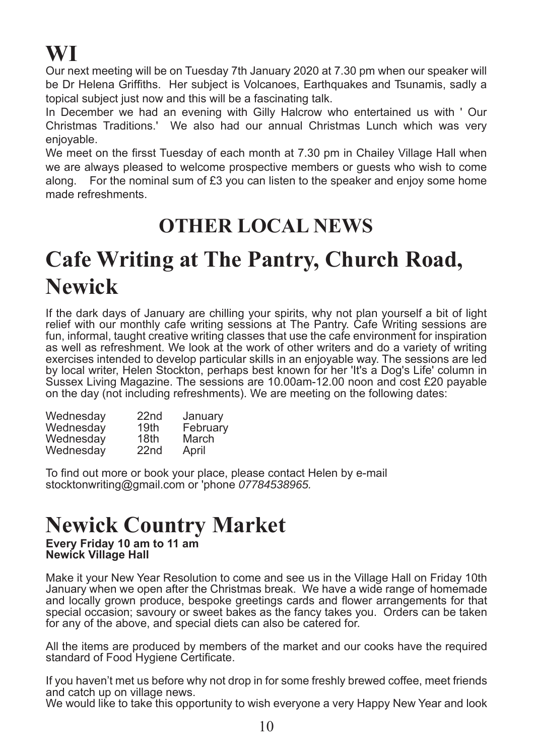# WI

Our next meeting will be on Tuesday 7th January 2020 at 7.30 pm when our speaker will be Dr Helena Griffiths. Her subject is Volcanoes, Earthquakes and Tsunamis, sadly a topical subject just now and this will be a fascinating talk.

In December we had an evening with Gilly Halcrow who entertained us with ' Our Christmas Traditions.' We also had our annual Christmas Lunch which was very enjoyable.

We meet on the firsst Tuesday of each month at 7.30 pm in Chailey Village Hall when we are always pleased to welcome prospective members or guests who wish to come along. For the nominal sum of £3 you can listen to the speaker and enjoy some home made refreshments.

## OTHER LOCAL NEWS

# Cafe Writing at The Pantry, Church Road, Newick

If the dark days of January are chilling your spirits, why not plan yourself a bit of light relief with our monthly cafe writing sessions at The Pantry. Cafe Writing sessions are fun, informal, taught creative writing classes that use the cafe environment for inspiration as well as refreshment. We look at the work of other writers and do a variety of writing exercises intended to develop particular skills in an enjoyable way. The sessions are led by local writer, Helen Stockton, perhaps best known for her 'It's a Dog's Life' column in Sussex Living Magazine. The sessions are 10.00am-12.00 noon and cost £20 payable on the day (not including refreshments). We are meeting on the following dates:

| | | |
|---|---|---|
| Wednesday | 22nd | January |
| Wednesday | 19th | February |
| Wednesday | 18th | March |
| Wednesday | 22nd | April |

To find out more or book your place, please contact Helen by e-mail stocktonwriting@gmail.com or 'phone *07784538965.*

# Newick Country Market

**Every Friday 10 am to 11 am**
**Newick Village Hall**

Make it your New Year Resolution to come and see us in the Village Hall on Friday 10th January when we open after the Christmas break. We have a wide range of homemade and locally grown produce, bespoke greetings cards and flower arrangements for that special occasion; savoury or sweet bakes as the fancy takes you. Orders can be taken for any of the above, and special diets can also be catered for.

All the items are produced by members of the market and our cooks have the required standard of Food Hygiene Certificate.

If you haven't met us before why not drop in for some freshly brewed coffee, meet friends and catch up on village news.

We would like to take this opportunity to wish everyone a very Happy New Year and look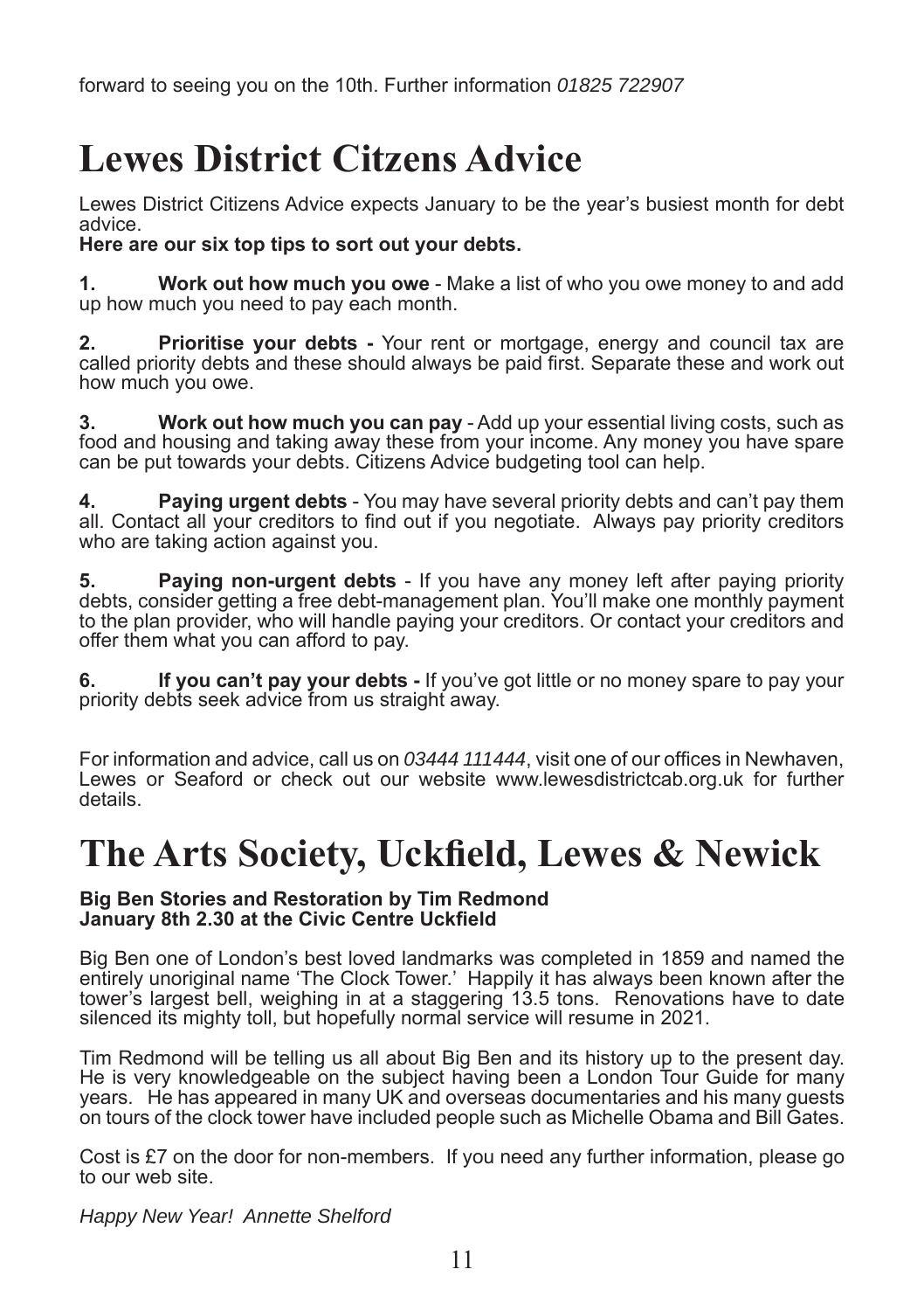forward to seeing you on the 10th. Further information *01825 722907*

# Lewes District Citzens Advice

Lewes District Citizens Advice expects January to be the year's busiest month for debt advice.
**Here are our six top tips to sort out your debts.**

**1. Work out how much you owe** - Make a list of who you owe money to and add up how much you need to pay each month.

**2. Prioritise your debts -** Your rent or mortgage, energy and council tax are called priority debts and these should always be paid first. Separate these and work out how much you owe.

**3. Work out how much you can pay** - Add up your essential living costs, such as food and housing and taking away these from your income. Any money you have spare can be put towards your debts. Citizens Advice budgeting tool can help.

**4. Paying urgent debts** - You may have several priority debts and can't pay them all. Contact all your creditors to find out if you negotiate. Always pay priority creditors who are taking action against you.

**5. Paying non-urgent debts** - If you have any money left after paying priority debts, consider getting a free debt-management plan. You'll make one monthly payment to the plan provider, who will handle paying your creditors. Or contact your creditors and offer them what you can afford to pay.

**6. If you can't pay your debts -** If you've got little or no money spare to pay your priority debts seek advice from us straight away.

For information and advice, call us on *03444 111444*, visit one of our offices in Newhaven, Lewes or Seaford or check out our website www.lewesdistrictcab.org.uk for further details.

# The Arts Society, Uckfield, Lewes & Newick

**Big Ben Stories and Restoration by Tim Redmond**
**January 8th 2.30 at the Civic Centre Uckfield**

Big Ben one of London's best loved landmarks was completed in 1859 and named the entirely unoriginal name 'The Clock Tower.' Happily it has always been known after the tower's largest bell, weighing in at a staggering 13.5 tons. Renovations have to date silenced its mighty toll, but hopefully normal service will resume in 2021.

Tim Redmond will be telling us all about Big Ben and its history up to the present day. He is very knowledgeable on the subject having been a London Tour Guide for many years. He has appeared in many UK and overseas documentaries and his many guests on tours of the clock tower have included people such as Michelle Obama and Bill Gates.

Cost is £7 on the door for non-members. If you need any further information, please go to our web site.

*Happy New Year! Annette Shelford*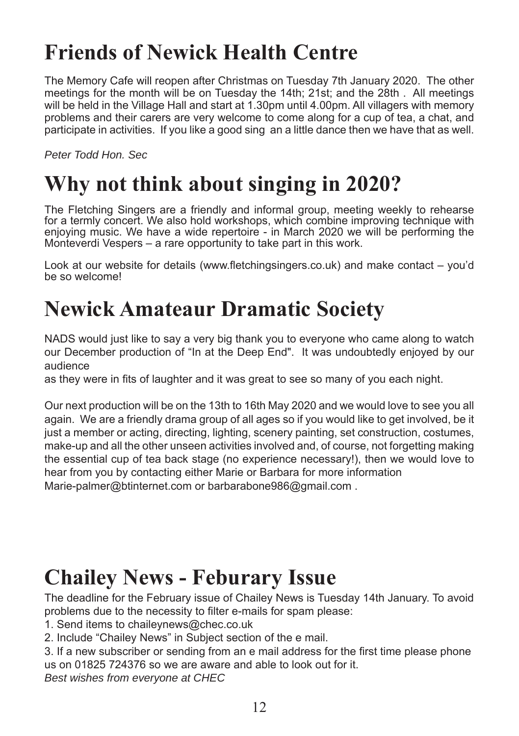# Friends of Newick Health Centre

The Memory Cafe will reopen after Christmas on Tuesday 7th January 2020. The other meetings for the month will be on Tuesday the 14th; 21st; and the 28th . All meetings will be held in the Village Hall and start at 1.30pm until 4.00pm. All villagers with memory problems and their carers are very welcome to come along for a cup of tea, a chat, and participate in activities. If you like a good sing an a little dance then we have that as well.

*Peter Todd Hon. Sec*

# Why not think about singing in 2020?

The Fletching Singers are a friendly and informal group, meeting weekly to rehearse for a termly concert. We also hold workshops, which combine improving technique with enjoying music. We have a wide repertoire - in March 2020 we will be performing the Monteverdi Vespers – a rare opportunity to take part in this work.

Look at our website for details (www.fletchingsingers.co.uk) and make contact – you'd be so welcome!

# Newick Amateaur Dramatic Society

NADS would just like to say a very big thank you to everyone who came along to watch our December production of "In at the Deep End". It was undoubtedly enjoyed by our audience
as they were in fits of laughter and it was great to see so many of you each night.

Our next production will be on the 13th to 16th May 2020 and we would love to see you all again. We are a friendly drama group of all ages so if you would like to get involved, be it just a member or acting, directing, lighting, scenery painting, set construction, costumes, make-up and all the other unseen activities involved and, of course, not forgetting making the essential cup of tea back stage (no experience necessary!), then we would love to hear from you by contacting either Marie or Barbara for more information
Marie-palmer@btinternet.com or barbarabone986@gmail.com .

# Chailey News - Feburary Issue

The deadline for the February issue of Chailey News is Tuesday 14th January. To avoid problems due to the necessity to filter e-mails for spam please:

1. Send items to chaileynews@chec.co.uk
2. Include "Chailey News" in Subject section of the e mail.
3. If a new subscriber or sending from an e mail address for the first time please phone us on 01825 724376 so we are aware and able to look out for it.

*Best wishes from everyone at CHEC*